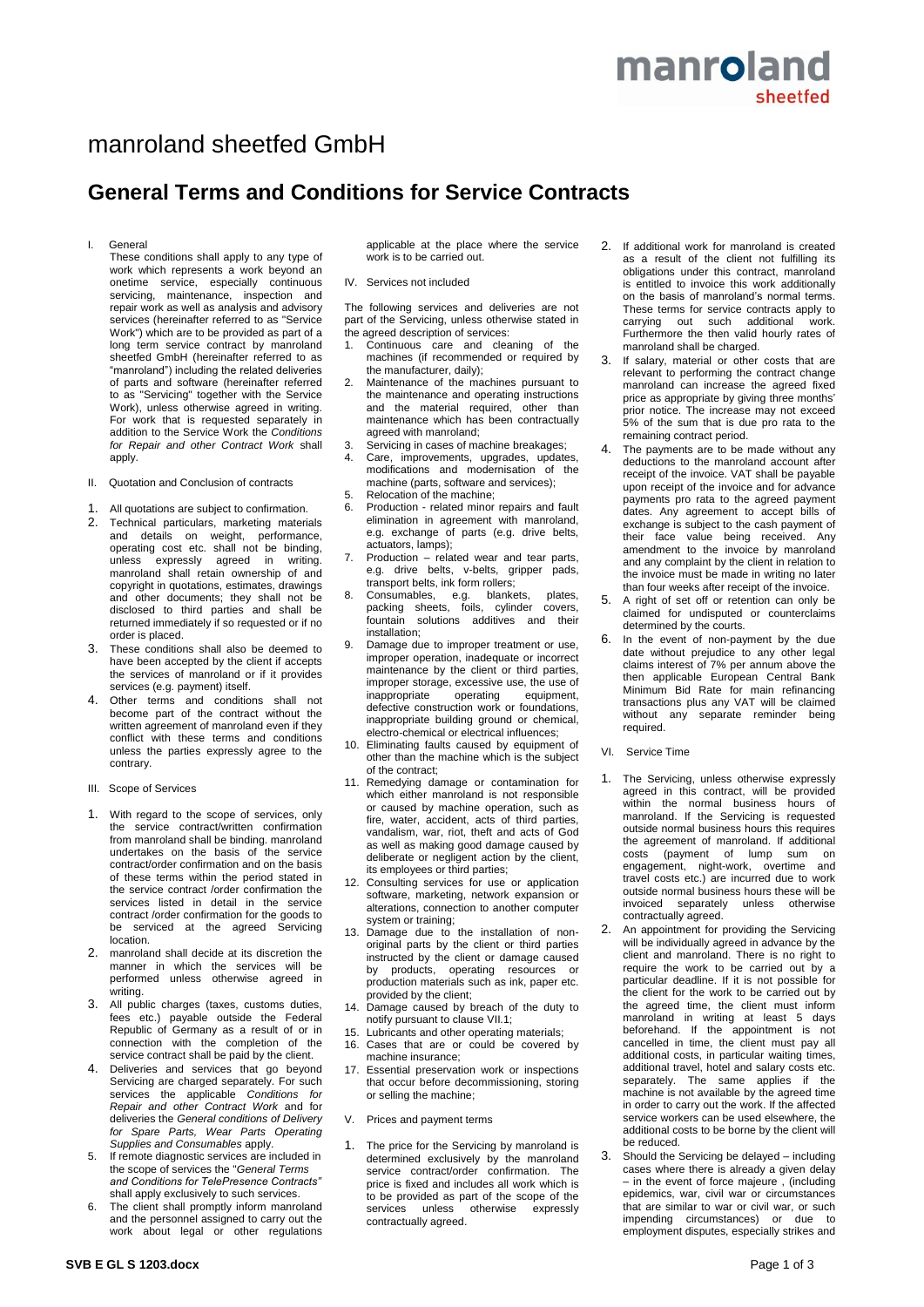# manroland sheetfed GmbH

## General Terms and Conditions for Service Contracts

### I. General

These conditions shall apply to any type of work which represents a work beyond an onetime service, especially continuous servicing, maintenance, inspection and repair work as well as analysis and advisory services (hereinafter referred to as "Service Work") which are to be provided as part of a long term service contract by manroland sheetfed GmbH (hereinafter referred to as "manroland") including the related deliveries of parts and software (hereinafter referred to as "Servicing" together with the Service Work), unless otherwise agreed in writing. For work that is requested separately in addition to the Service Work the *Conditions for Repair and other Contract Work* shall apply.

### II. Quotation and Conclusion of contracts

1. All quotations are subject to confirmation.
2. Technical particulars, marketing materials and details on weight, performance, operating cost etc. shall not be binding, unless expressly agreed in writing. manroland shall retain ownership of and copyright in quotations, estimates, drawings and other documents; they shall not be disclosed to third parties and shall be returned immediately if so requested or if no order is placed.
3. These conditions shall also be deemed to have been accepted by the client if it accepts the services of manroland or if it provides services (e.g. payment) itself.
4. Other terms and conditions shall not become part of the contract without the written agreement of manroland even if they conflict with these terms and conditions unless the parties expressly agree to the contrary.

### III. Scope of Services

1. With regard to the scope of services, only the service contract/written confirmation from manroland shall be binding. manroland undertakes on the basis of the service contract/order confirmation and on the basis of these terms within the period stated in the service contract /order confirmation the services listed in detail in the service contract /order confirmation for the goods to be serviced at the agreed Servicing location.
2. manroland shall decide at its discretion the manner in which the services will be performed unless otherwise agreed in writing.
3. All public charges (taxes, customs duties, fees etc.) payable outside the Federal Republic of Germany as a result of or in connection with the completion of the service contract shall be paid by the client.
4. Deliveries and services that go beyond Servicing are charged separately. For such services the applicable *Conditions for Repair and other Contract Work* and for deliveries the *General conditions of Delivery for Spare Parts, Wear Parts Operating Supplies and Consumables* apply.
5. If remote diagnostic services are included in the scope of services the "*General Terms and Conditions for TelePresence Contracts"* shall apply exclusively to such services.
6. The client shall promptly inform manroland and the personnel assigned to carry out the work about legal or other regulations applicable at the place where the service work is to be carried out.

### IV. Services not included

The following services and deliveries are not part of the Servicing, unless otherwise stated in the agreed description of services:

1. Continuous care and cleaning of the machines (if recommended or required by the manufacturer, daily);
2. Maintenance of the machines pursuant to the maintenance and operating instructions and the material required, other than maintenance which has been contractually agreed with manroland;
3. Servicing in cases of machine breakages;
4. Care, improvements, upgrades, updates, modifications and modernisation of the machine (parts, software and services);
5. Relocation of the machine;
6. Production - related minor repairs and fault elimination in agreement with manroland, e.g. exchange of parts (e.g. drive belts, actuators, lamps);
7. Production – related wear and tear parts, e.g. drive belts, v-belts, gripper pads, transport belts, ink form rollers;
8. Consumables, e.g. blankets, plates, packing sheets, foils, cylinder covers, fountain solutions additives and their installation;
9. Damage due to improper treatment or use, improper operation, inadequate or incorrect maintenance by the client or third parties, improper storage, excessive use, the use of inappropriate operating equipment, defective construction work or foundations, inappropriate building ground or chemical, electro-chemical or electrical influences;
10. Eliminating faults caused by equipment of other than the machine which is the subject of the contract;
11. Remedying damage or contamination for which either manroland is not responsible or caused by machine operation, such as fire, water, accident, acts of third parties, vandalism, war, riot, theft and acts of God as well as making good damage caused by deliberate or negligent action by the client, its employees or third parties;
12. Consulting services for use or application software, marketing, network expansion or alterations, connection to another computer system or training;
13. Damage due to the installation of non-original parts by the client or third parties instructed by the client or damage caused by products, operating resources or production materials such as ink, paper etc. provided by the client;
14. Damage caused by breach of the duty to notify pursuant to clause VII.1;
15. Lubricants and other operating materials;
16. Cases that are or could be covered by machine insurance;
17. Essential preservation work or inspections that occur before decommissioning, storing or selling the machine;

### V. Prices and payment terms

1. The price for the Servicing by manroland is determined exclusively by the manroland service contract/order confirmation. The price is fixed and includes all work which is to be provided as part of the scope of the services unless otherwise expressly contractually agreed.
2. If additional work for manroland is created as a result of the client not fulfilling its obligations under this contract, manroland is entitled to invoice this work additionally on the basis of manroland's normal terms. These terms for service contracts apply to carrying out such additional work. Furthermore the then valid hourly rates of manroland shall be charged.
3. If salary, material or other costs that are relevant to performing the contract change manroland can increase the agreed fixed price as appropriate by giving three months' prior notice. The increase may not exceed 5% of the sum that is due pro rata to the remaining contract period.
4. The payments are to be made without any deductions to the manroland account after receipt of the invoice. VAT shall be payable upon receipt of the invoice and for advance payments pro rata to the agreed payment dates. Any agreement to accept bills of exchange is subject to the cash payment of their face value being received. Any amendment to the invoice by manroland and any complaint by the client in relation to the invoice must be made in writing no later than four weeks after receipt of the invoice.
5. A right of set off or retention can only be claimed for undisputed or counterclaims determined by the courts.
6. In the event of non-payment by the due date without prejudice to any other legal claims interest of 7% per annum above the then applicable European Central Bank Minimum Bid Rate for main refinancing transactions plus any VAT will be claimed without any separate reminder being required.

### VI. Service Time

1. The Servicing, unless otherwise expressly agreed in this contract, will be provided within the normal business hours of manroland. If the Servicing is requested outside normal business hours this requires the agreement of manroland. If additional costs (payment of lump sum on engagement, night-work, overtime and travel costs etc.) are incurred due to work outside normal business hours these will be invoiced separately unless otherwise contractually agreed.
2. An appointment for providing the Servicing will be individually agreed in advance by the client and manroland. There is no right to require the work to be carried out by a particular deadline. If it is not possible for the client for the work to be carried out by the agreed time, the client must inform manroland in writing at least 5 days beforehand. If the appointment is not cancelled in time, the client must pay all additional costs, in particular waiting times, additional travel, hotel and salary costs etc. separately. The same applies if the machine is not available by the agreed time in order to carry out the work. If the affected service workers can be used elsewhere, the additional costs to be borne by the client will be reduced.
3. Should the Servicing be delayed – including cases where there is already a given delay – in the event of force majeure , (including epidemics, war, civil war or circumstances that are similar to war or civil war, or such impending circumstances) or due to employment disputes, especially strikes and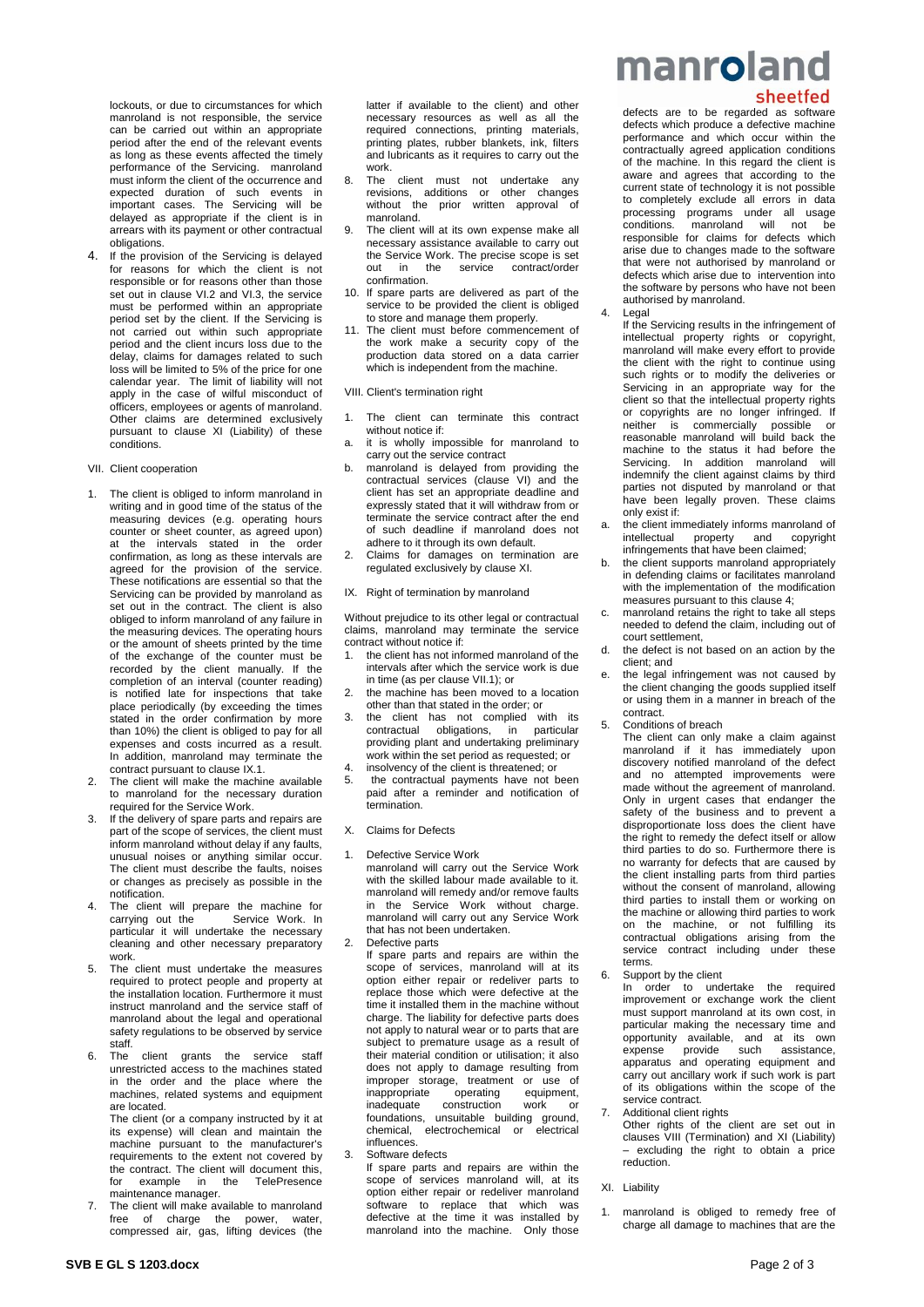lockouts, or due to circumstances for which manroland is not responsible, the service can be carried out within an appropriate period after the end of the relevant events as long as these events affected the timely performance of the Servicing. manroland must inform the client of the occurrence and expected duration of such events in important cases. The Servicing will be delayed as appropriate if the client is in arrears with its payment or other contractual obligations.

4. If the provision of the Servicing is delayed for reasons for which the client is not responsible or for reasons other than those set out in clause VI.2 and VI.3, the service must be performed within an appropriate period set by the client. If the Servicing is not carried out within such appropriate period and the client incurs loss due to the delay, claims for damages related to such loss will be limited to 5% of the price for one calendar year. The limit of liability will not apply in the case of wilful misconduct of officers, employees or agents of manroland. Other claims are determined exclusively pursuant to clause XI (Liability) of these conditions.

VII. Client cooperation

1. The client is obliged to inform manroland in writing and in good time of the status of the measuring devices (e.g. operating hours counter or sheet counter, as agreed upon) at the intervals stated in the order confirmation, as long as these intervals are agreed for the provision of the service. These notifications are essential so that the Servicing can be provided by manroland as set out in the contract. The client is also obliged to inform manroland of any failure in the measuring devices. The operating hours or the amount of sheets printed by the time of the exchange of the counter must be recorded by the client manually. If the completion of an interval (counter reading) is notified late for inspections that take place periodically (by exceeding the times stated in the order confirmation by more than 10%) the client is obliged to pay for all expenses and costs incurred as a result. In addition, manroland may terminate the contract pursuant to clause IX.1.
2. The client will make the machine available to manroland for the necessary duration required for the Service Work.
3. If the delivery of spare parts and repairs are part of the scope of services, the client must inform manroland without delay if any faults, unusual noises or anything similar occur. The client must describe the faults, noises or changes as precisely as possible in the notification.
4. The client will prepare the machine for carrying out the Service Work. In particular it will undertake the necessary cleaning and other necessary preparatory work.
5. The client must undertake the measures required to protect people and property at the installation location. Furthermore it must instruct manroland and the service staff of manroland about the legal and operational safety regulations to be observed by service staff.
6. The client grants the service staff unrestricted access to the machines stated in the order and the place where the machines, related systems and equipment are located.
   The client (or a company instructed by it at its expense) will clean and maintain the machine pursuant to the manufacturer's requirements to the extent not covered by the contract. The client will document this, for example in the TelePresence maintenance manager.
7. The client will make available to manroland free of charge the power, water, compressed air, gas, lifting devices (the latter if available to the client) and other necessary resources as well as all the required connections, printing materials, printing plates, rubber blankets, ink, filters and lubricants as it requires to carry out the work.
8. The client must not undertake any revisions, additions or other changes without the prior written approval of manroland.
9. The client will at its own expense make all necessary assistance available to carry out the Service Work. The precise scope is set out in the service contract/order confirmation.
10. If spare parts are delivered as part of the service to be provided the client is obliged to store and manage them properly.
11. The client must before commencement of the work make a security copy of the production data stored on a data carrier which is independent from the machine.

VIII. Client's termination right

1. The client can terminate this contract without notice if:
   a. it is wholly impossible for manroland to carry out the service contract
   b. manroland is delayed from providing the contractual services (clause VI) and the client has set an appropriate deadline and expressly stated that it will withdraw from or terminate the service contract after the end of such deadline if manroland does not adhere to it through its own default.
2. Claims for damages on termination are regulated exclusively by clause XI.

IX. Right of termination by manroland

Without prejudice to its other legal or contractual claims, manroland may terminate the service contract without notice if:

1. the client has not informed manroland of the intervals after which the service work is due in time (as per clause VII.1); or
2. the machine has been moved to a location other than that stated in the order; or
3. the client has not complied with its contractual obligations, in particular providing plant and undertaking preliminary work within the set period as requested; or
4. insolvency of the client is threatened; or
5. the contractual payments have not been paid after a reminder and notification of termination.

X. Claims for Defects

1. Defective Service Work
   manroland will carry out the Service Work with the skilled labour made available to it. manroland will remedy and/or remove faults in the Service Work without charge. manroland will carry out any Service Work that has not been undertaken.
2. Defective parts
   If spare parts and repairs are within the scope of services, manroland will at its option either repair or redeliver parts to replace those which were defective at the time it installed them in the machine without charge. The liability for defective parts does not apply to natural wear or to parts that are subject to premature usage as a result of their material condition or utilisation; it also does not apply to damage resulting from improper storage, treatment or use of inappropriate operating equipment, inadequate construction work or foundations, unsuitable building ground, chemical, electrochemical or electrical influences.
3. Software defects
   If spare parts and repairs are within the scope of services manroland will, at its option either repair or redeliver manroland software to replace that which was defective at the time it was installed by manroland into the machine. Only those defects are to be regarded as software defects which produce a defective machine performance and which occur within the contractually agreed application conditions of the machine. In this regard the client is aware and agrees that according to the current state of technology it is not possible to completely exclude all errors in data processing programs under all usage conditions. manroland will not be responsible for claims for defects which arise due to changes made to the software that were not authorised by manroland or defects which arise due to intervention into the software by persons who have not been authorised by manroland.
4. Legal
   If the Servicing results in the infringement of intellectual property rights or copyright, manroland will make every effort to provide the client with the right to continue using such rights or to modify the deliveries or Servicing in an appropriate way for the client so that the intellectual property rights or copyrights are no longer infringed. If neither is commercially possible or reasonable manroland will build back the machine to the status it had before the Servicing. In addition manroland will indemnify the client against claims by third parties not disputed by manroland or that have been legally proven. These claims only exist if:
   a. the client immediately informs manroland of intellectual property and copyright infringements that have been claimed;
   b. the client supports manroland appropriately in defending claims or facilitates manroland with the implementation of the modification measures pursuant to this clause 4;
   c. manroland retains the right to take all steps needed to defend the claim, including out of court settlement,
   d. the defect is not based on an action by the client; and
   e. the legal infringement was not caused by the client changing the goods supplied itself or using them in a manner in breach of the contract.
5. Conditions of breach
   The client can only make a claim against manroland if it has immediately upon discovery notified manroland of the defect and no attempted improvements were made without the agreement of manroland. Only in urgent cases that endanger the safety of the business and to prevent a disproportionate loss does the client have the right to remedy the defect itself or allow third parties to do so. Furthermore there is no warranty for defects that are caused by the client installing parts from third parties without the consent of manroland, allowing third parties to install them or working on the machine or allowing third parties to work on the machine, or not fulfilling its contractual obligations arising from the service contract including under these terms.
6. Support by the client
   In order to undertake the required improvement or exchange work the client must support manroland at its own cost, in particular making the necessary time and opportunity available, and at its own expense provide such assistance, apparatus and operating equipment and carry out ancillary work if such work is part of its obligations within the scope of the service contract.
7. Additional client rights
   Other rights of the client are set out in clauses VIII (Termination) and XI (Liability) – excluding the right to obtain a price reduction.

XI. Liability

1. manroland is obliged to remedy free of charge all damage to machines that are the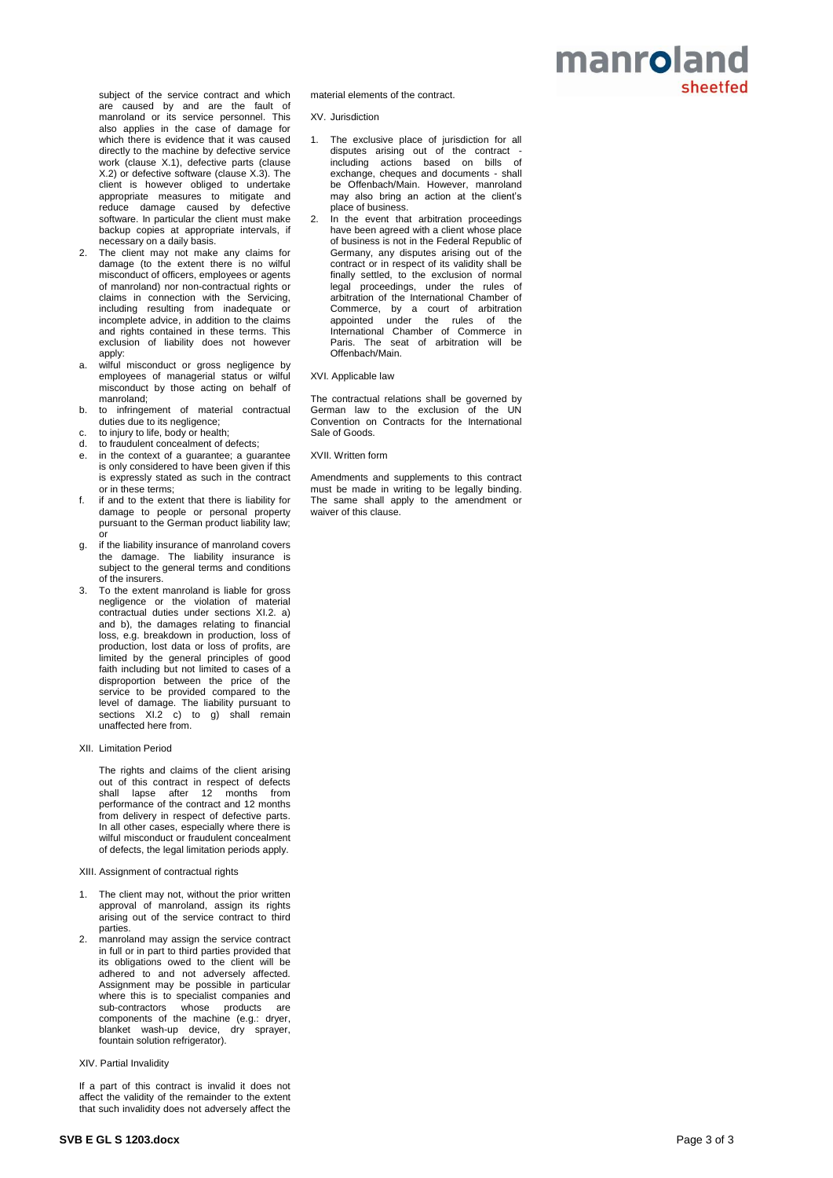subject of the service contract and which are caused by and are the fault of manroland or its service personnel. This also applies in the case of damage for which there is evidence that it was caused directly to the machine by defective service work (clause X.1), defective parts (clause X.2) or defective software (clause X.3). The client is however obliged to undertake appropriate measures to mitigate and reduce damage caused by defective software. In particular the client must make backup copies at appropriate intervals, if necessary on a daily basis.

2. The client may not make any claims for damage (to the extent there is no wilful misconduct of officers, employees or agents of manroland) nor non-contractual rights or claims in connection with the Servicing, including resulting from inadequate or incomplete advice, in addition to the claims and rights contained in these terms. This exclusion of liability does not however apply:

a. wilful misconduct or gross negligence by employees of managerial status or wilful misconduct by those acting on behalf of manroland;
b. to infringement of material contractual duties due to its negligence;
c. to injury to life, body or health;
d. to fraudulent concealment of defects;
e. in the context of a guarantee; a guarantee is only considered to have been given if this is expressly stated as such in the contract or in these terms;
f. if and to the extent that there is liability for damage to people or personal property pursuant to the German product liability law; or
g. if the liability insurance of manroland covers the damage. The liability insurance is subject to the general terms and conditions of the insurers.

3. To the extent manroland is liable for gross negligence or the violation of material contractual duties under sections XI.2. a) and b), the damages relating to financial loss, e.g. breakdown in production, loss of production, lost data or loss of profits, are limited by the general principles of good faith including but not limited to cases of a disproportion between the price of the service to be provided compared to the level of damage. The liability pursuant to sections XI.2 c) to g) shall remain unaffected here from.

XII. Limitation Period

The rights and claims of the client arising out of this contract in respect of defects shall lapse after 12 months from performance of the contract and 12 months from delivery in respect of defective parts. In all other cases, especially where there is wilful misconduct or fraudulent concealment of defects, the legal limitation periods apply.

XIII. Assignment of contractual rights

1. The client may not, without the prior written approval of manroland, assign its rights arising out of the service contract to third parties.
2. manroland may assign the service contract in full or in part to third parties provided that its obligations owed to the client will be adhered to and not adversely affected. Assignment may be possible in particular where this is to specialist companies and sub-contractors whose products are components of the machine (e.g.: dryer, blanket wash-up device, dry sprayer, fountain solution refrigerator).

XIV. Partial Invalidity

If a part of this contract is invalid it does not affect the validity of the remainder to the extent that such invalidity does not adversely affect the material elements of the contract.

XV. Jurisdiction

1. The exclusive place of jurisdiction for all disputes arising out of the contract - including actions based on bills of exchange, cheques and documents - shall be Offenbach/Main. However, manroland may also bring an action at the client's place of business.
2. In the event that arbitration proceedings have been agreed with a client whose place of business is not in the Federal Republic of Germany, any disputes arising out of the contract or in respect of its validity shall be finally settled, to the exclusion of normal legal proceedings, under the rules of arbitration of the International Chamber of Commerce, by a court of arbitration appointed under the rules of the International Chamber of Commerce in Paris. The seat of arbitration will be Offenbach/Main.

XVI. Applicable law

The contractual relations shall be governed by German law to the exclusion of the UN Convention on Contracts for the International Sale of Goods.

XVII. Written form

Amendments and supplements to this contract must be made in writing to be legally binding. The same shall apply to the amendment or waiver of this clause.